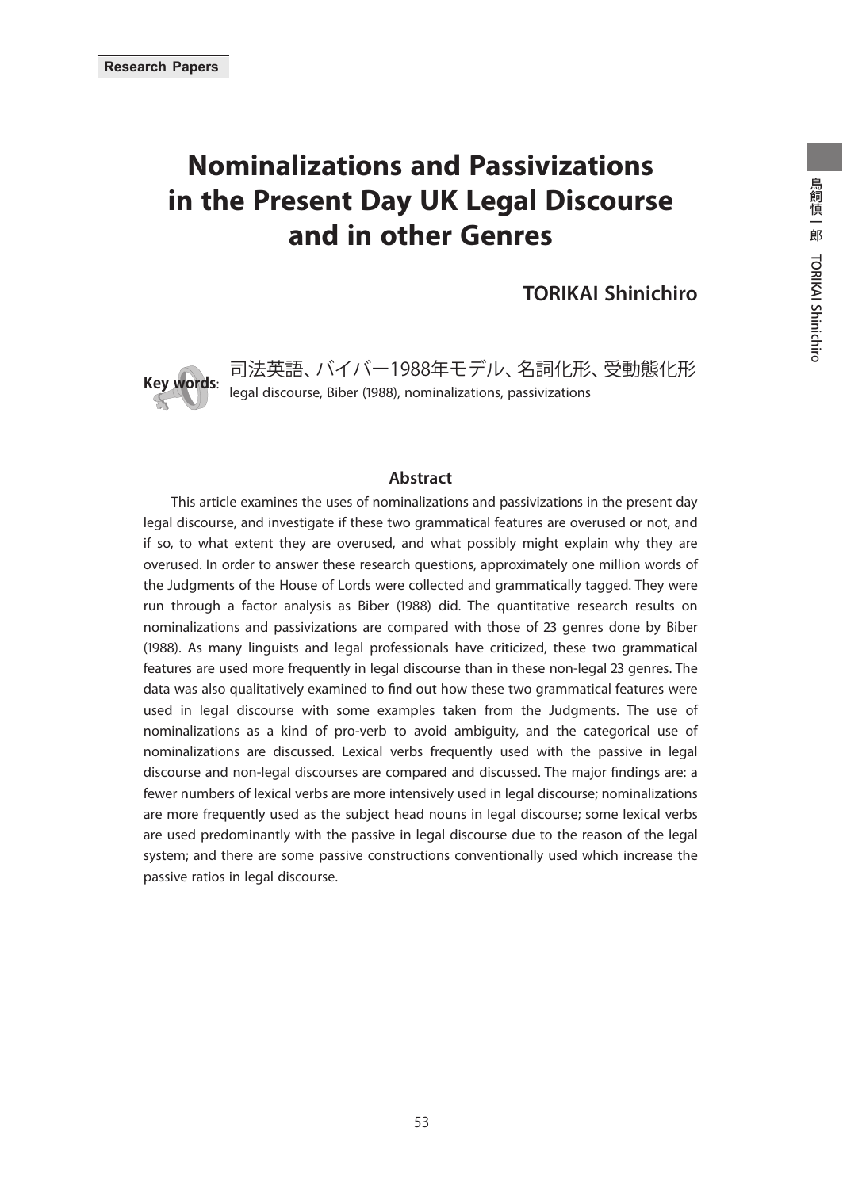Research Papers

# Nominalizations and Passivizations in the Present Day UK Legal Discourse and in other Genres

**TORIKAI Shinichiro**

**Key words**: 司法英語、バイバー1988年モデル、名詞化形、受動態化形
legal discourse, Biber (1988), nominalizations, passivizations

## Abstract

This article examines the uses of nominalizations and passivizations in the present day legal discourse, and investigate if these two grammatical features are overused or not, and if so, to what extent they are overused, and what possibly might explain why they are overused. In order to answer these research questions, approximately one million words of the Judgments of the House of Lords were collected and grammatically tagged. They were run through a factor analysis as Biber (1988) did. The quantitative research results on nominalizations and passivizations are compared with those of 23 genres done by Biber (1988). As many linguists and legal professionals have criticized, these two grammatical features are used more frequently in legal discourse than in these non-legal 23 genres. The data was also qualitatively examined to find out how these two grammatical features were used in legal discourse with some examples taken from the Judgments. The use of nominalizations as a kind of pro-verb to avoid ambiguity, and the categorical use of nominalizations are discussed. Lexical verbs frequently used with the passive in legal discourse and non-legal discourses are compared and discussed. The major findings are: a fewer numbers of lexical verbs are more intensively used in legal discourse; nominalizations are more frequently used as the subject head nouns in legal discourse; some lexical verbs are used predominantly with the passive in legal discourse due to the reason of the legal system; and there are some passive constructions conventionally used which increase the passive ratios in legal discourse.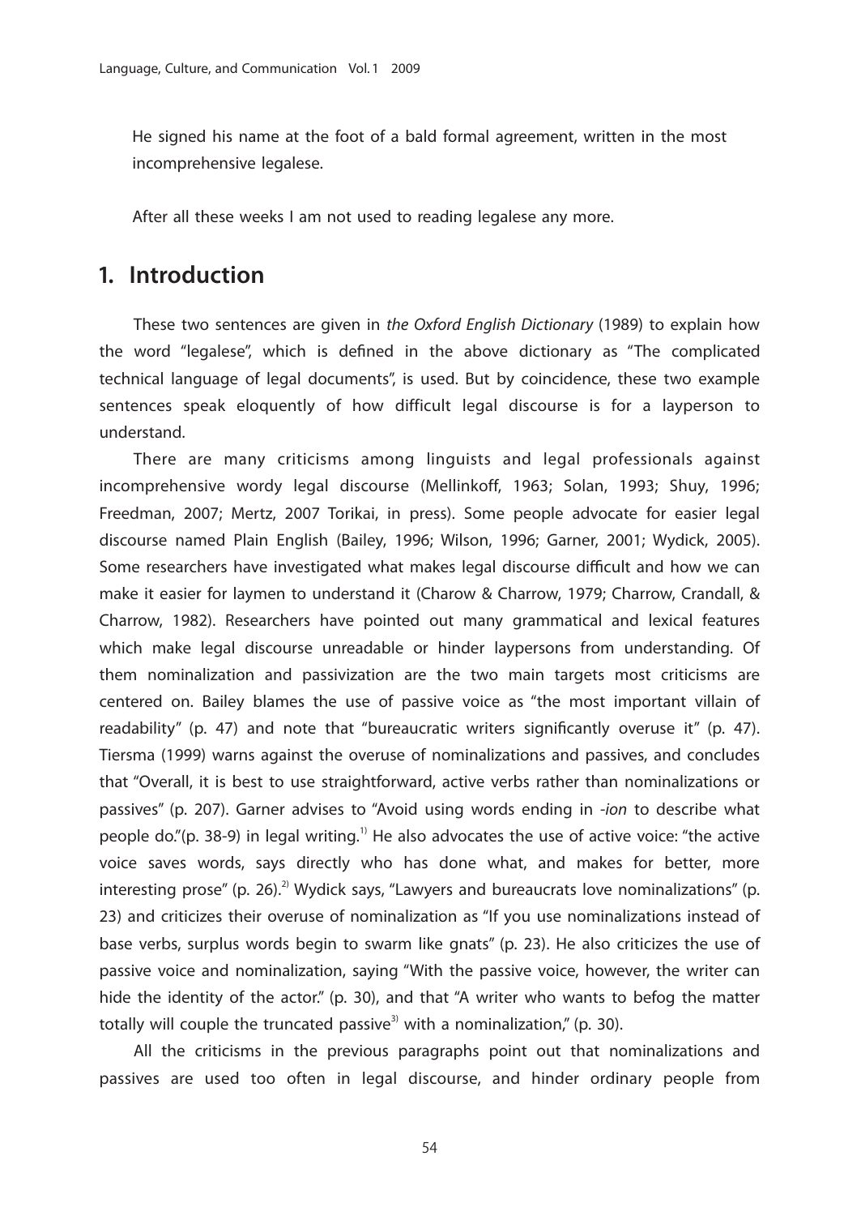He signed his name at the foot of a bald formal agreement, written in the most incomprehensive legalese.

After all these weeks I am not used to reading legalese any more.

## 1. Introduction

These two sentences are given in *the Oxford English Dictionary* (1989) to explain how the word "legalese", which is defined in the above dictionary as "The complicated technical language of legal documents", is used. But by coincidence, these two example sentences speak eloquently of how difficult legal discourse is for a layperson to understand.

There are many criticisms among linguists and legal professionals against incomprehensive wordy legal discourse (Mellinkoff, 1963; Solan, 1993; Shuy, 1996; Freedman, 2007; Mertz, 2007 Torikai, in press). Some people advocate for easier legal discourse named Plain English (Bailey, 1996; Wilson, 1996; Garner, 2001; Wydick, 2005). Some researchers have investigated what makes legal discourse difficult and how we can make it easier for laymen to understand it (Charow & Charrow, 1979; Charrow, Crandall, & Charrow, 1982). Researchers have pointed out many grammatical and lexical features which make legal discourse unreadable or hinder laypersons from understanding. Of them nominalization and passivization are the two main targets most criticisms are centered on. Bailey blames the use of passive voice as "the most important villain of readability" (p. 47) and note that "bureaucratic writers significantly overuse it" (p. 47). Tiersma (1999) warns against the overuse of nominalizations and passives, and concludes that "Overall, it is best to use straightforward, active verbs rather than nominalizations or passives" (p. 207). Garner advises to "Avoid using words ending in *-ion* to describe what people do."(p. 38-9) in legal writing.[1] He also advocates the use of active voice: "the active voice saves words, says directly who has done what, and makes for better, more interesting prose" (p. 26).[2] Wydick says, "Lawyers and bureaucrats love nominalizations" (p. 23) and criticizes their overuse of nominalization as "If you use nominalizations instead of base verbs, surplus words begin to swarm like gnats" (p. 23). He also criticizes the use of passive voice and nominalization, saying "With the passive voice, however, the writer can hide the identity of the actor." (p. 30), and that "A writer who wants to befog the matter totally will couple the truncated passive[3] with a nominalization," (p. 30).

All the criticisms in the previous paragraphs point out that nominalizations and passives are used too often in legal discourse, and hinder ordinary people from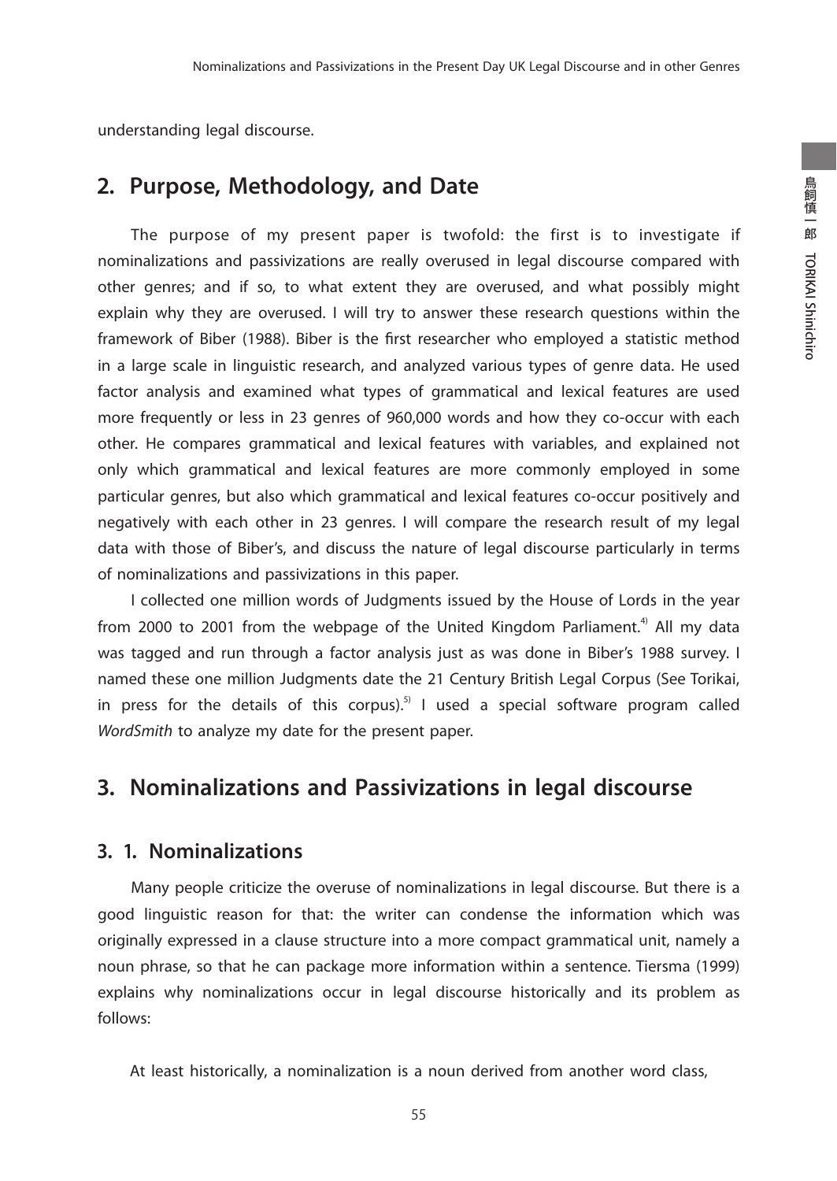understanding legal discourse.

## 2. Purpose, Methodology, and Date

The purpose of my present paper is twofold: the first is to investigate if nominalizations and passivizations are really overused in legal discourse compared with other genres; and if so, to what extent they are overused, and what possibly might explain why they are overused. I will try to answer these research questions within the framework of Biber (1988). Biber is the first researcher who employed a statistic method in a large scale in linguistic research, and analyzed various types of genre data. He used factor analysis and examined what types of grammatical and lexical features are used more frequently or less in 23 genres of 960,000 words and how they co-occur with each other. He compares grammatical and lexical features with variables, and explained not only which grammatical and lexical features are more commonly employed in some particular genres, but also which grammatical and lexical features co-occur positively and negatively with each other in 23 genres. I will compare the research result of my legal data with those of Biber's, and discuss the nature of legal discourse particularly in terms of nominalizations and passivizations in this paper.

I collected one million words of Judgments issued by the House of Lords in the year from 2000 to 2001 from the webpage of the United Kingdom Parliament.[4] All my data was tagged and run through a factor analysis just as was done in Biber's 1988 survey. I named these one million Judgments date the 21 Century British Legal Corpus (See Torikai, in press for the details of this corpus).[5] I used a special software program called *WordSmith* to analyze my date for the present paper.

## 3. Nominalizations and Passivizations in legal discourse

### 3. 1. Nominalizations

Many people criticize the overuse of nominalizations in legal discourse. But there is a good linguistic reason for that: the writer can condense the information which was originally expressed in a clause structure into a more compact grammatical unit, namely a noun phrase, so that he can package more information within a sentence. Tiersma (1999) explains why nominalizations occur in legal discourse historically and its problem as follows:

> At least historically, a nominalization is a noun derived from another word class,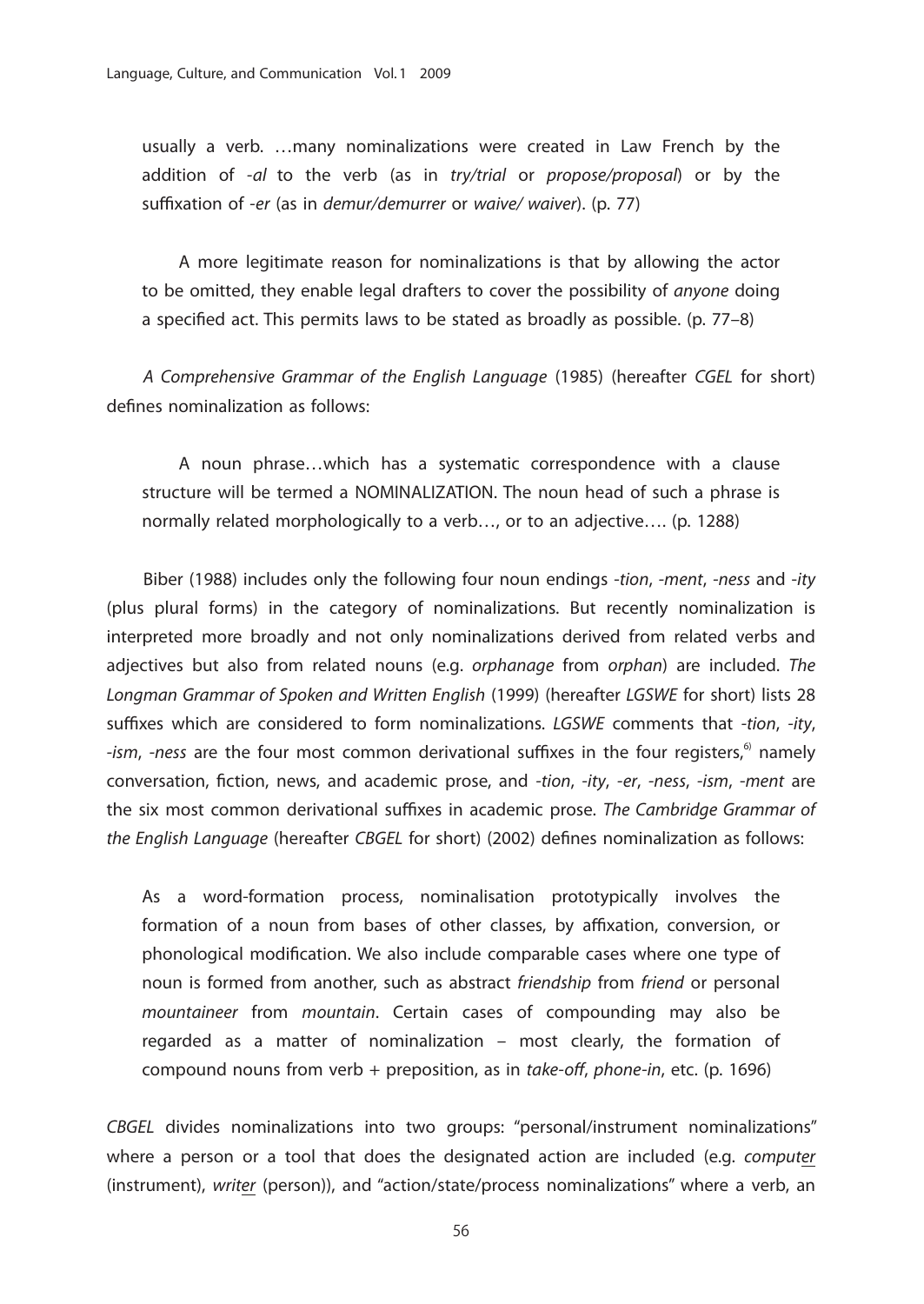usually a verb. …many nominalizations were created in Law French by the addition of *-al* to the verb (as in *try/trial* or *propose/proposal*) or by the suffixation of *-er* (as in *demur/demurrer* or *waive/ waiver*). (p. 77)

> A more legitimate reason for nominalizations is that by allowing the actor to be omitted, they enable legal drafters to cover the possibility of *anyone* doing a specified act. This permits laws to be stated as broadly as possible. (p. 77–8)

*A Comprehensive Grammar of the English Language* (1985) (hereafter *CGEL* for short) defines nominalization as follows:

> A noun phrase…which has a systematic correspondence with a clause structure will be termed a NOMINALIZATION. The noun head of such a phrase is normally related morphologically to a verb…, or to an adjective…. (p. 1288)

Biber (1988) includes only the following four noun endings *-tion*, *-ment*, *-ness* and *-ity* (plus plural forms) in the category of nominalizations. But recently nominalization is interpreted more broadly and not only nominalizations derived from related verbs and adjectives but also from related nouns (e.g. *orphanage* from *orphan*) are included. *The Longman Grammar of Spoken and Written English* (1999) (hereafter *LGSWE* for short) lists 28 suffixes which are considered to form nominalizations. *LGSWE* comments that *-tion*, *-ity*, *-ism*, *-ness* are the four most common derivational suffixes in the four registers,[6] namely conversation, fiction, news, and academic prose, and *-tion*, *-ity*, *-er*, *-ness*, *-ism*, *-ment* are the six most common derivational suffixes in academic prose. *The Cambridge Grammar of the English Language* (hereafter *CBGEL* for short) (2002) defines nominalization as follows:

> As a word-formation process, nominalisation prototypically involves the formation of a noun from bases of other classes, by affixation, conversion, or phonological modification. We also include comparable cases where one type of noun is formed from another, such as abstract *friendship* from *friend* or personal *mountaineer* from *mountain*. Certain cases of compounding may also be regarded as a matter of nominalization – most clearly, the formation of compound nouns from verb + preposition, as in *take-off*, *phone-in*, etc. (p. 1696)

*CBGEL* divides nominalizations into two groups: "personal/instrument nominalizations" where a person or a tool that does the designated action are included (e.g. *comput<u>er</u>* (instrument), *writ<u>er</u>* (person)), and "action/state/process nominalizations" where a verb, an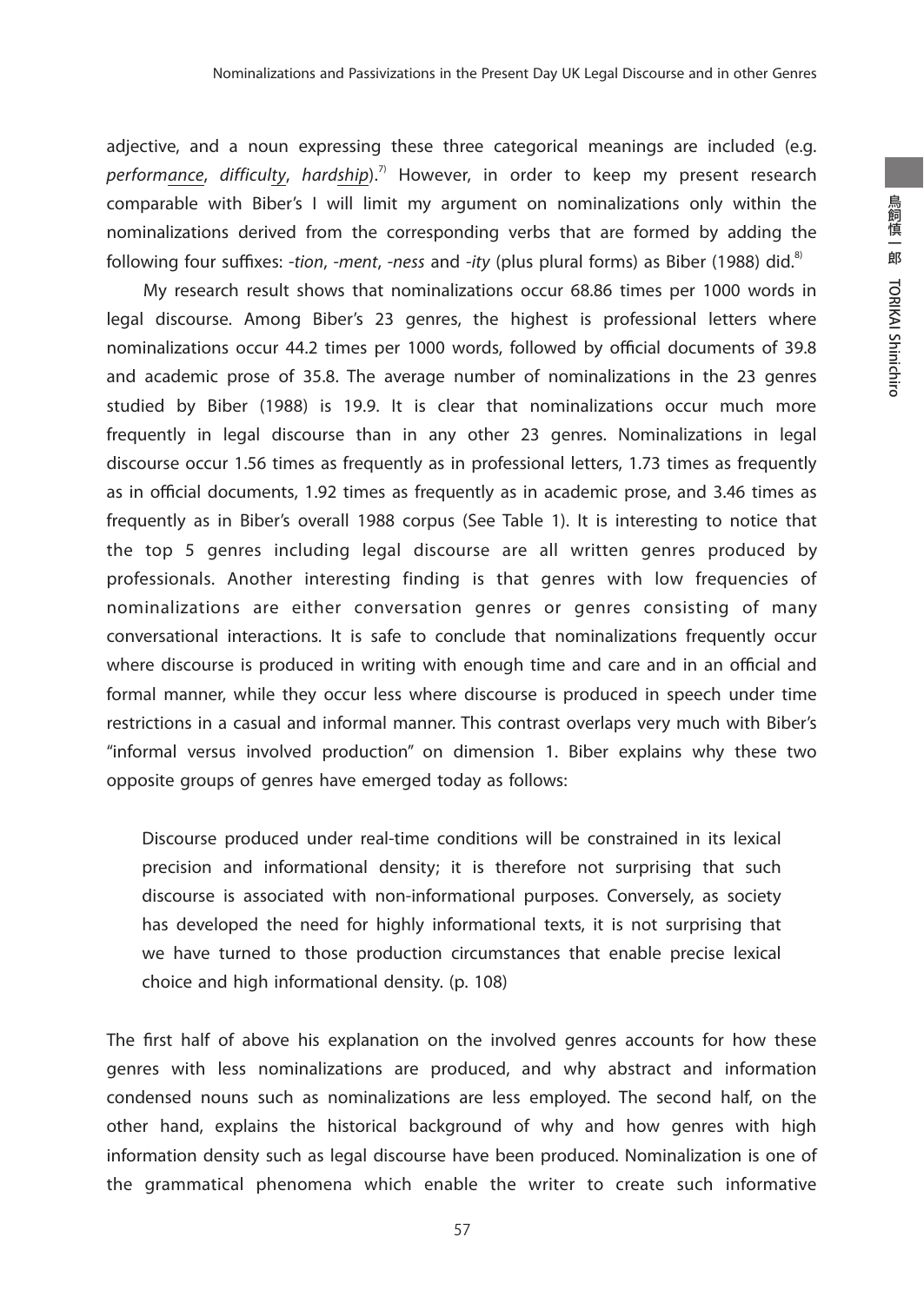adjective, and a noun expressing these three categorical meanings are included (e.g. *performance*, *difficulty*, *hardship*).[7] However, in order to keep my present research comparable with Biber's I will limit my argument on nominalizations only within the nominalizations derived from the corresponding verbs that are formed by adding the following four suffixes: *-tion*, *-ment*, *-ness* and *-ity* (plus plural forms) as Biber (1988) did.[8]

My research result shows that nominalizations occur 68.86 times per 1000 words in legal discourse. Among Biber's 23 genres, the highest is professional letters where nominalizations occur 44.2 times per 1000 words, followed by official documents of 39.8 and academic prose of 35.8. The average number of nominalizations in the 23 genres studied by Biber (1988) is 19.9. It is clear that nominalizations occur much more frequently in legal discourse than in any other 23 genres. Nominalizations in legal discourse occur 1.56 times as frequently as in professional letters, 1.73 times as frequently as in official documents, 1.92 times as frequently as in academic prose, and 3.46 times as frequently as in Biber's overall 1988 corpus (See Table 1). It is interesting to notice that the top 5 genres including legal discourse are all written genres produced by professionals. Another interesting finding is that genres with low frequencies of nominalizations are either conversation genres or genres consisting of many conversational interactions. It is safe to conclude that nominalizations frequently occur where discourse is produced in writing with enough time and care and in an official and formal manner, while they occur less where discourse is produced in speech under time restrictions in a casual and informal manner. This contrast overlaps very much with Biber's "informal versus involved production" on dimension 1. Biber explains why these two opposite groups of genres have emerged today as follows:

> Discourse produced under real-time conditions will be constrained in its lexical precision and informational density; it is therefore not surprising that such discourse is associated with non-informational purposes. Conversely, as society has developed the need for highly informational texts, it is not surprising that we have turned to those production circumstances that enable precise lexical choice and high informational density. (p. 108)

The first half of above his explanation on the involved genres accounts for how these genres with less nominalizations are produced, and why abstract and information condensed nouns such as nominalizations are less employed. The second half, on the other hand, explains the historical background of why and how genres with high information density such as legal discourse have been produced. Nominalization is one of the grammatical phenomena which enable the writer to create such informative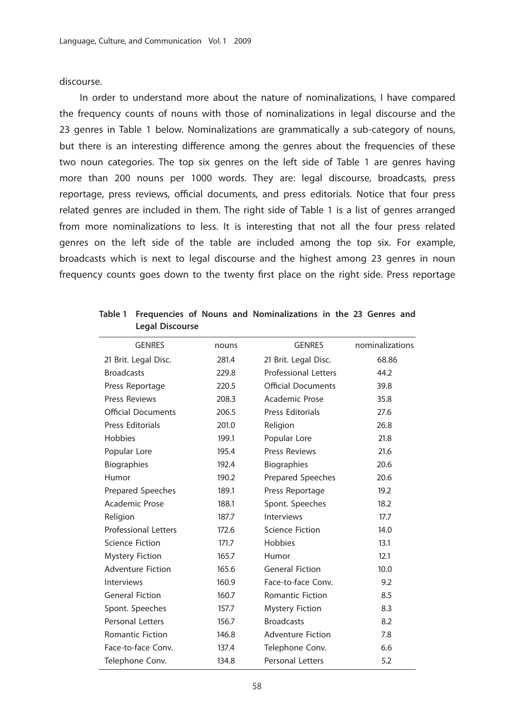discourse.

In order to understand more about the nature of nominalizations, I have compared the frequency counts of nouns with those of nominalizations in legal discourse and the 23 genres in Table 1 below. Nominalizations are grammatically a sub-category of nouns, but there is an interesting difference among the genres about the frequencies of these two noun categories. The top six genres on the left side of Table 1 are genres having more than 200 nouns per 1000 words. They are: legal discourse, broadcasts, press reportage, press reviews, official documents, and press editorials. Notice that four press related genres are included in them. The right side of Table 1 is a list of genres arranged from more nominalizations to less. It is interesting that not all the four press related genres on the left side of the table are included among the top six. For example, broadcasts which is next to legal discourse and the highest among 23 genres in noun frequency counts goes down to the twenty first place on the right side. Press reportage

**Table 1 Frequencies of Nouns and Nominalizations in the 23 Genres and Legal Discourse**

| GENRES | nouns | GENRES | nominalizations |
|---|---|---|---|
| 21 Brit. Legal Disc. | 281.4 | 21 Brit. Legal Disc. | 68.86 |
| Broadcasts | 229.8 | Professional Letters | 44.2 |
| Press Reportage | 220.5 | Official Documents | 39.8 |
| Press Reviews | 208.3 | Academic Prose | 35.8 |
| Official Documents | 206.5 | Press Editorials | 27.6 |
| Press Editorials | 201.0 | Religion | 26.8 |
| Hobbies | 199.1 | Popular Lore | 21.8 |
| Popular Lore | 195.4 | Press Reviews | 21.6 |
| Biographies | 192.4 | Biographies | 20.6 |
| Humor | 190.2 | Prepared Speeches | 20.6 |
| Prepared Speeches | 189.1 | Press Reportage | 19.2 |
| Academic Prose | 188.1 | Spont. Speeches | 18.2 |
| Religion | 187.7 | Interviews | 17.7 |
| Professional Letters | 172.6 | Science Fiction | 14.0 |
| Science Fiction | 171.7 | Hobbies | 13.1 |
| Mystery Fiction | 165.7 | Humor | 12.1 |
| Adventure Fiction | 165.6 | General Fiction | 10.0 |
| Interviews | 160.9 | Face-to-face Conv. | 9.2 |
| General Fiction | 160.7 | Romantic Fiction | 8.5 |
| Spont. Speeches | 157.7 | Mystery Fiction | 8.3 |
| Personal Letters | 156.7 | Broadcasts | 8.2 |
| Romantic Fiction | 146.8 | Adventure Fiction | 7.8 |
| Face-to-face Conv. | 137.4 | Telephone Conv. | 6.6 |
| Telephone Conv. | 134.8 | Personal Letters | 5.2 |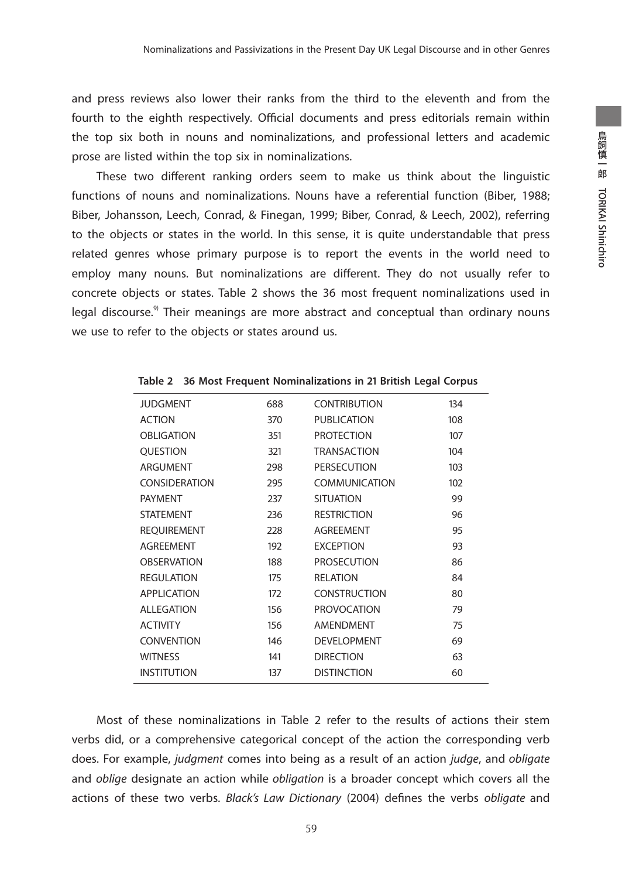and press reviews also lower their ranks from the third to the eleventh and from the fourth to the eighth respectively. Official documents and press editorials remain within the top six both in nouns and nominalizations, and professional letters and academic prose are listed within the top six in nominalizations.

These two different ranking orders seem to make us think about the linguistic functions of nouns and nominalizations. Nouns have a referential function (Biber, 1988; Biber, Johansson, Leech, Conrad, & Finegan, 1999; Biber, Conrad, & Leech, 2002), referring to the objects or states in the world. In this sense, it is quite understandable that press related genres whose primary purpose is to report the events in the world need to employ many nouns. But nominalizations are different. They do not usually refer to concrete objects or states. Table 2 shows the 36 most frequent nominalizations used in legal discourse.[9] Their meanings are more abstract and conceptual than ordinary nouns we use to refer to the objects or states around us.

**Table 2　36 Most Frequent Nominalizations in 21 British Legal Corpus**

| | | | |
|---|---|---|---|
| JUDGMENT | 688 | CONTRIBUTION | 134 |
| ACTION | 370 | PUBLICATION | 108 |
| OBLIGATION | 351 | PROTECTION | 107 |
| QUESTION | 321 | TRANSACTION | 104 |
| ARGUMENT | 298 | PERSECUTION | 103 |
| CONSIDERATION | 295 | COMMUNICATION | 102 |
| PAYMENT | 237 | SITUATION | 99 |
| STATEMENT | 236 | RESTRICTION | 96 |
| REQUIREMENT | 228 | AGREEMENT | 95 |
| AGREEMENT | 192 | EXCEPTION | 93 |
| OBSERVATION | 188 | PROSECUTION | 86 |
| REGULATION | 175 | RELATION | 84 |
| APPLICATION | 172 | CONSTRUCTION | 80 |
| ALLEGATION | 156 | PROVOCATION | 79 |
| ACTIVITY | 156 | AMENDMENT | 75 |
| CONVENTION | 146 | DEVELOPMENT | 69 |
| WITNESS | 141 | DIRECTION | 63 |
| INSTITUTION | 137 | DISTINCTION | 60 |

Most of these nominalizations in Table 2 refer to the results of actions their stem verbs did, or a comprehensive categorical concept of the action the corresponding verb does. For example, *judgment* comes into being as a result of an action *judge*, and *obligate* and *oblige* designate an action while *obligation* is a broader concept which covers all the actions of these two verbs. *Black's Law Dictionary* (2004) defines the verbs *obligate* and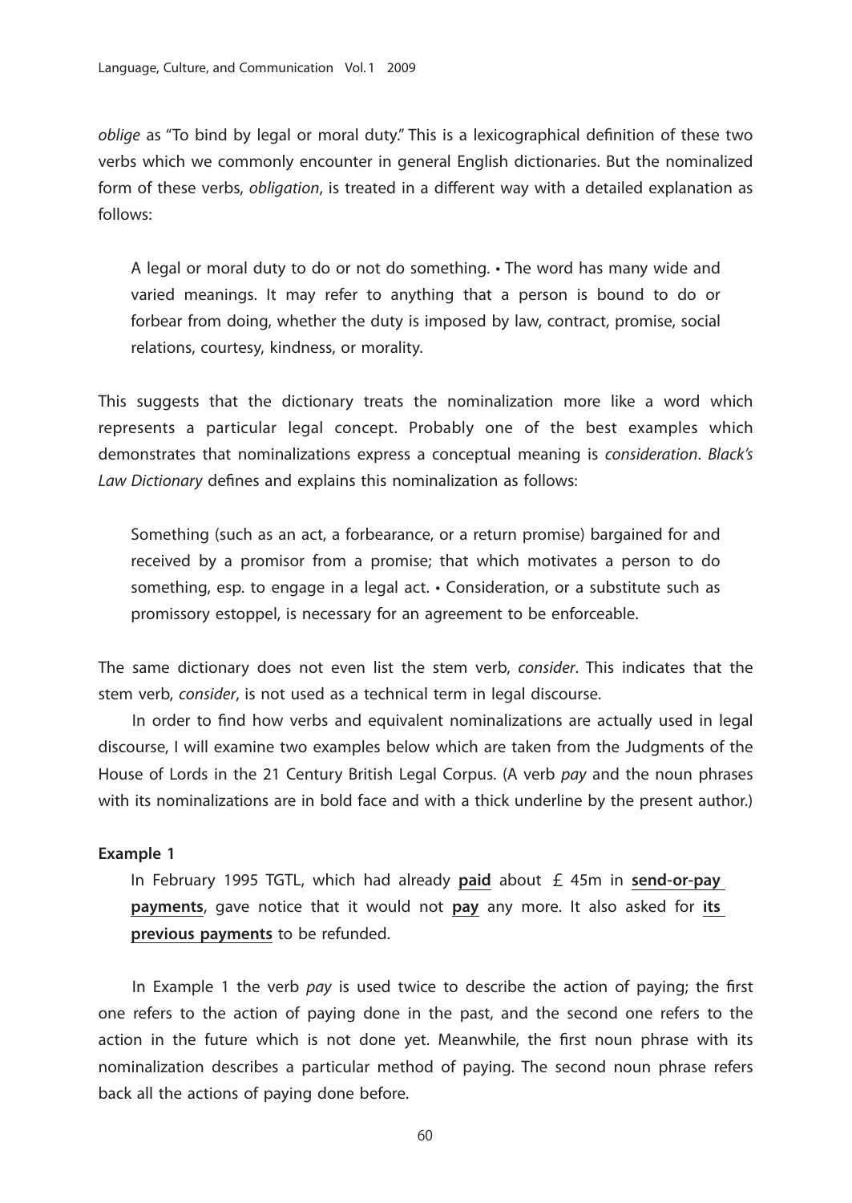*oblige* as "To bind by legal or moral duty." This is a lexicographical definition of these two verbs which we commonly encounter in general English dictionaries. But the nominalized form of these verbs, *obligation*, is treated in a different way with a detailed explanation as follows:

> A legal or moral duty to do or not do something. • The word has many wide and varied meanings. It may refer to anything that a person is bound to do or forbear from doing, whether the duty is imposed by law, contract, promise, social relations, courtesy, kindness, or morality.

This suggests that the dictionary treats the nominalization more like a word which represents a particular legal concept. Probably one of the best examples which demonstrates that nominalizations express a conceptual meaning is *consideration*. *Black's Law Dictionary* defines and explains this nominalization as follows:

> Something (such as an act, a forbearance, or a return promise) bargained for and received by a promisor from a promise; that which motivates a person to do something, esp. to engage in a legal act. • Consideration, or a substitute such as promissory estoppel, is necessary for an agreement to be enforceable.

The same dictionary does not even list the stem verb, *consider*. This indicates that the stem verb, *consider*, is not used as a technical term in legal discourse.

In order to find how verbs and equivalent nominalizations are actually used in legal discourse, I will examine two examples below which are taken from the Judgments of the House of Lords in the 21 Century British Legal Corpus. (A verb *pay* and the noun phrases with its nominalizations are in bold face and with a thick underline by the present author.)

**Example 1**

> In February 1995 TGTL, which had already <u>**paid**</u> about £45m in <u>**send-or-pay payments**</u>, gave notice that it would not <u>**pay**</u> any more. It also asked for <u>**its previous payments**</u> to be refunded.

In Example 1 the verb *pay* is used twice to describe the action of paying; the first one refers to the action of paying done in the past, and the second one refers to the action in the future which is not done yet. Meanwhile, the first noun phrase with its nominalization describes a particular method of paying. The second noun phrase refers back all the actions of paying done before.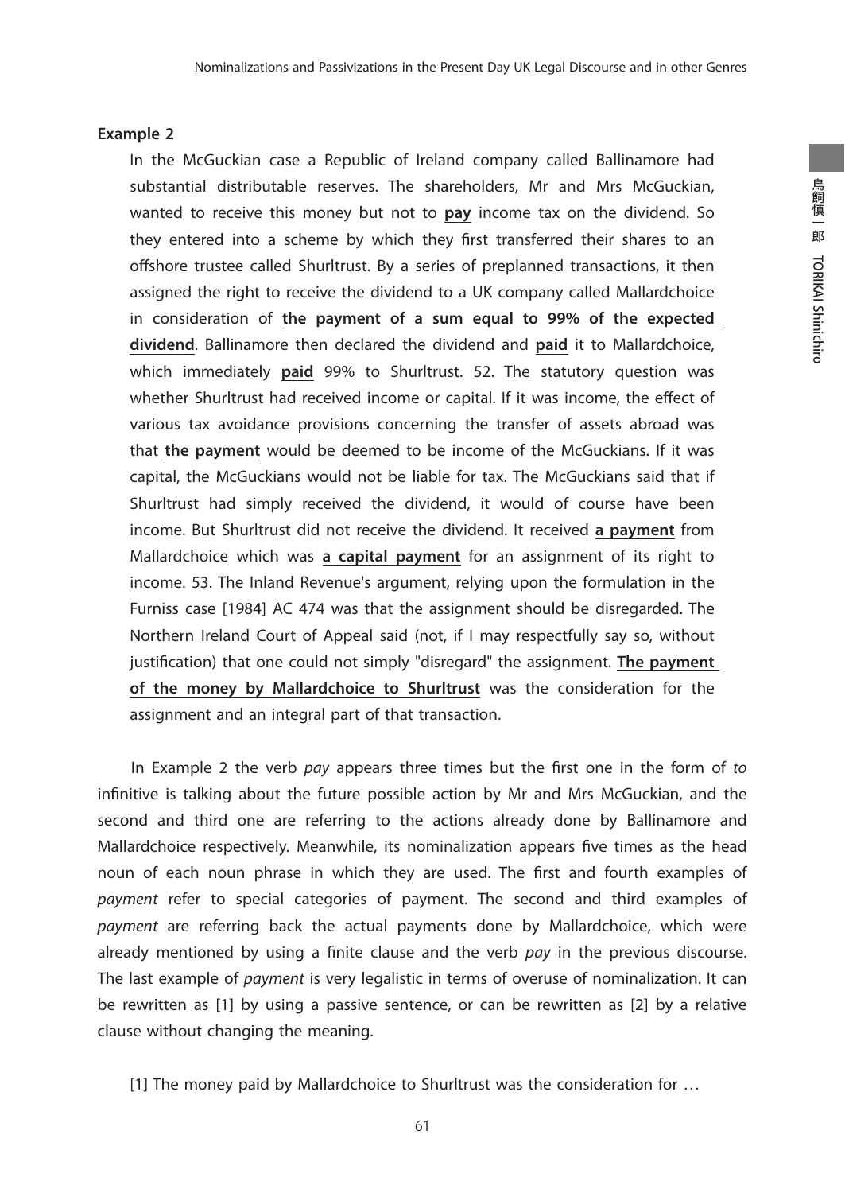**Example 2**

> In the McGuckian case a Republic of Ireland company called Ballinamore had substantial distributable reserves. The shareholders, Mr and Mrs McGuckian, wanted to receive this money but not to **<u>pay</u>** income tax on the dividend. So they entered into a scheme by which they first transferred their shares to an offshore trustee called Shurltrust. By a series of preplanned transactions, it then assigned the right to receive the dividend to a UK company called Mallardchoice in consideration of **<u>the payment of a sum equal to 99% of the expected dividend</u>**. Ballinamore then declared the dividend and **<u>paid</u>** it to Mallardchoice, which immediately **<u>paid</u>** 99% to Shurltrust. 52. The statutory question was whether Shurltrust had received income or capital. If it was income, the effect of various tax avoidance provisions concerning the transfer of assets abroad was that **<u>the payment</u>** would be deemed to be income of the McGuckians. If it was capital, the McGuckians would not be liable for tax. The McGuckians said that if Shurltrust had simply received the dividend, it would of course have been income. But Shurltrust did not receive the dividend. It received **<u>a payment</u>** from Mallardchoice which was **<u>a capital payment</u>** for an assignment of its right to income. 53. The Inland Revenue's argument, relying upon the formulation in the Furniss case [1984] AC 474 was that the assignment should be disregarded. The Northern Ireland Court of Appeal said (not, if I may respectfully say so, without justification) that one could not simply "disregard" the assignment. **<u>The payment of the money by Mallardchoice to Shurltrust</u>** was the consideration for the assignment and an integral part of that transaction.

In Example 2 the verb *pay* appears three times but the first one in the form of *to* infinitive is talking about the future possible action by Mr and Mrs McGuckian, and the second and third one are referring to the actions already done by Ballinamore and Mallardchoice respectively. Meanwhile, its nominalization appears five times as the head noun of each noun phrase in which they are used. The first and fourth examples of *payment* refer to special categories of payment. The second and third examples of *payment* are referring back the actual payments done by Mallardchoice, which were already mentioned by using a finite clause and the verb *pay* in the previous discourse. The last example of *payment* is very legalistic in terms of overuse of nominalization. It can be rewritten as [1] by using a passive sentence, or can be rewritten as [2] by a relative clause without changing the meaning.

[1] The money paid by Mallardchoice to Shurltrust was the consideration for …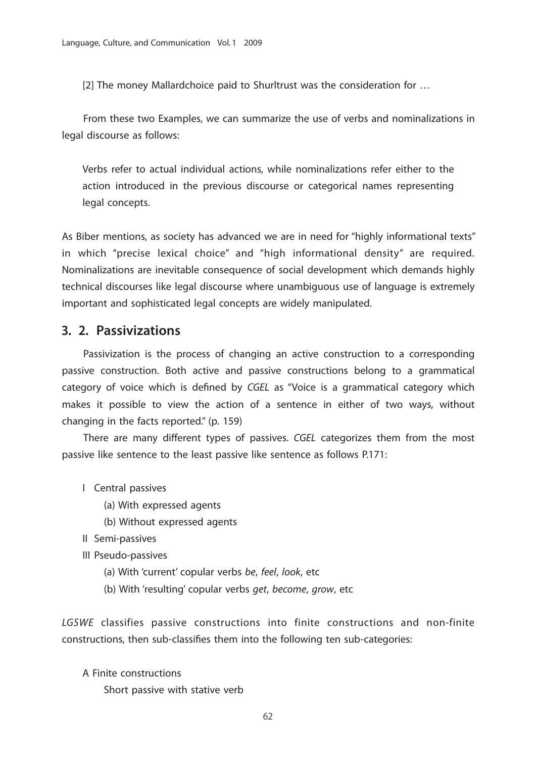[2] The money Mallardchoice paid to Shurltrust was the consideration for …

From these two Examples, we can summarize the use of verbs and nominalizations in legal discourse as follows:

> Verbs refer to actual individual actions, while nominalizations refer either to the action introduced in the previous discourse or categorical names representing legal concepts.

As Biber mentions, as society has advanced we are in need for "highly informational texts" in which "precise lexical choice" and "high informational density" are required. Nominalizations are inevitable consequence of social development which demands highly technical discourses like legal discourse where unambiguous use of language is extremely important and sophisticated legal concepts are widely manipulated.

## 3. 2. Passivizations

Passivization is the process of changing an active construction to a corresponding passive construction. Both active and passive constructions belong to a grammatical category of voice which is defined by *CGEL* as "Voice is a grammatical category which makes it possible to view the action of a sentence in either of two ways, without changing in the facts reported." (p. 159)

There are many different types of passives. *CGEL* categorizes them from the most passive like sentence to the least passive like sentence as follows P.171:

- I Central passives
  - (a) With expressed agents
  - (b) Without expressed agents
- II Semi-passives
- III Pseudo-passives
  - (a) With 'current' copular verbs *be*, *feel*, *look*, etc
  - (b) With 'resulting' copular verbs *get*, *become*, *grow*, etc

*LGSWE* classifies passive constructions into finite constructions and non-finite constructions, then sub-classifies them into the following ten sub-categories:

A Finite constructions

Short passive with stative verb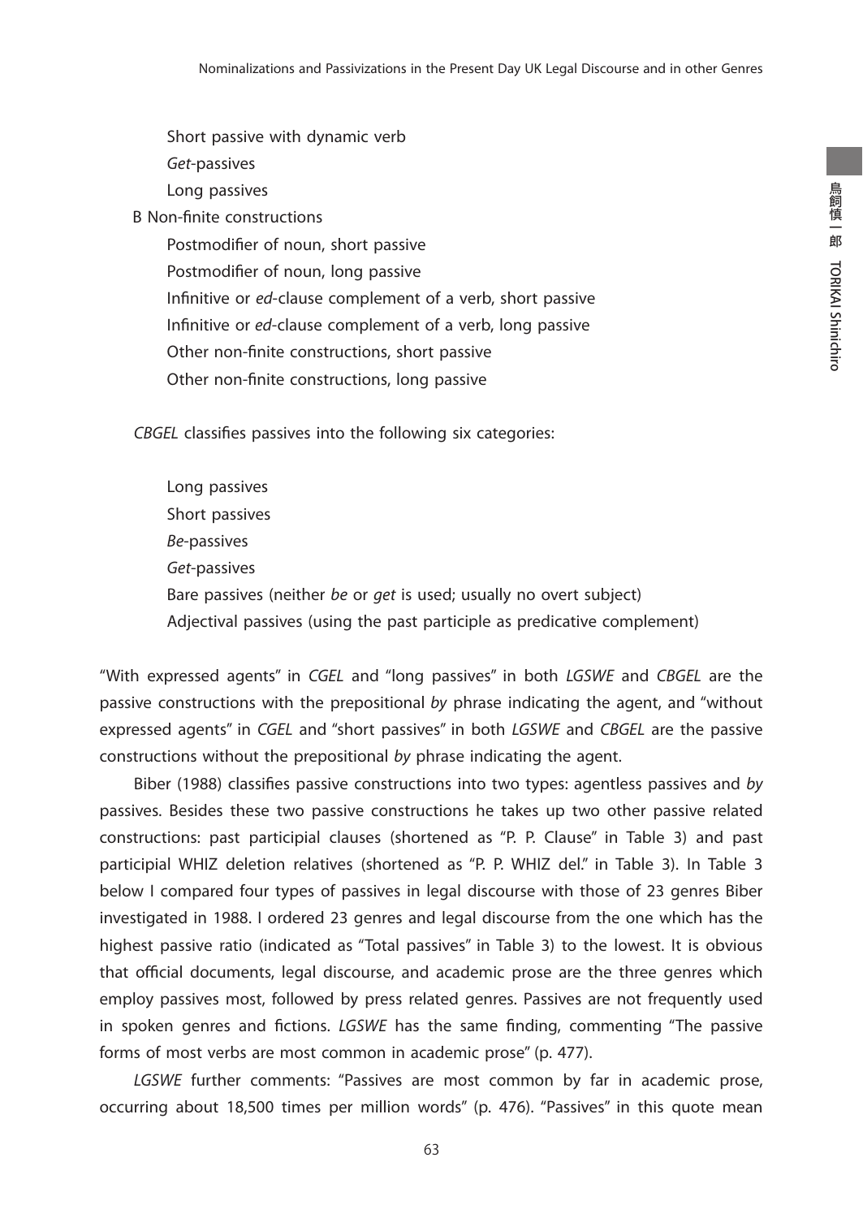Short passive with dynamic verb
*Get*-passives
Long passives

B Non-finite constructions
Postmodifier of noun, short passive
Postmodifier of noun, long passive
Infinitive or *ed*-clause complement of a verb, short passive
Infinitive or *ed*-clause complement of a verb, long passive
Other non-finite constructions, short passive
Other non-finite constructions, long passive

*CBGEL* classifies passives into the following six categories:

Long passives
Short passives
*Be*-passives
*Get*-passives
Bare passives (neither *be* or *get* is used; usually no overt subject)
Adjectival passives (using the past participle as predicative complement)

"With expressed agents" in *CGEL* and "long passives" in both *LGSWE* and *CBGEL* are the passive constructions with the prepositional *by* phrase indicating the agent, and "without expressed agents" in *CGEL* and "short passives" in both *LGSWE* and *CBGEL* are the passive constructions without the prepositional *by* phrase indicating the agent.

Biber (1988) classifies passive constructions into two types: agentless passives and *by* passives. Besides these two passive constructions he takes up two other passive related constructions: past participial clauses (shortened as "P. P. Clause" in Table 3) and past participial WHIZ deletion relatives (shortened as "P. P. WHIZ del." in Table 3). In Table 3 below I compared four types of passives in legal discourse with those of 23 genres Biber investigated in 1988. I ordered 23 genres and legal discourse from the one which has the highest passive ratio (indicated as "Total passives" in Table 3) to the lowest. It is obvious that official documents, legal discourse, and academic prose are the three genres which employ passives most, followed by press related genres. Passives are not frequently used in spoken genres and fictions. *LGSWE* has the same finding, commenting "The passive forms of most verbs are most common in academic prose" (p. 477).

*LGSWE* further comments: "Passives are most common by far in academic prose, occurring about 18,500 times per million words" (p. 476). "Passives" in this quote mean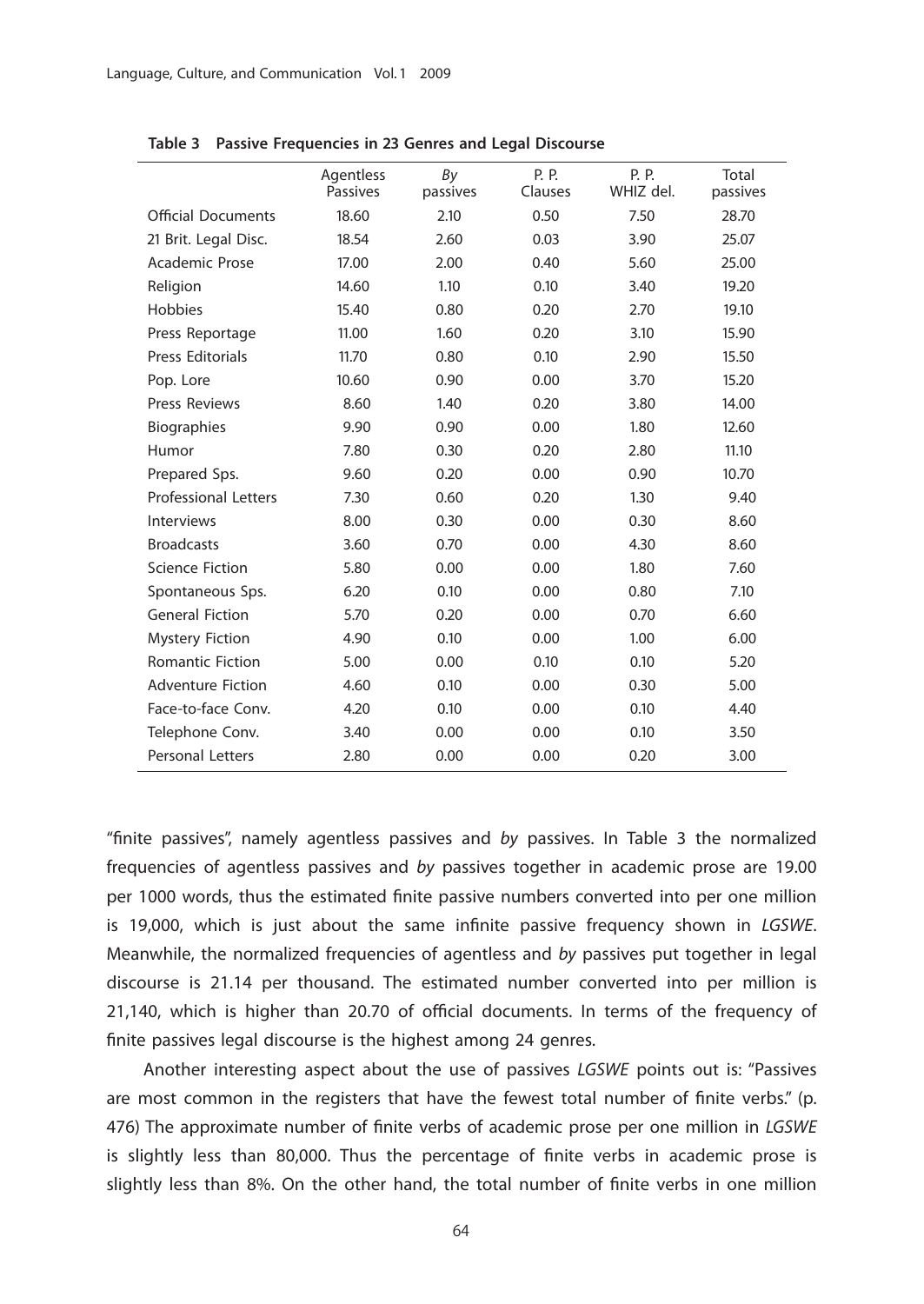**Table 3 Passive Frequencies in 23 Genres and Legal Discourse**

| | Agentless Passives | *By* passives | P. P. Clauses | P. P. WHIZ del. | Total passives |
|---|---|---|---|---|---|
| Official Documents | 18.60 | 2.10 | 0.50 | 7.50 | 28.70 |
| 21 Brit. Legal Disc. | 18.54 | 2.60 | 0.03 | 3.90 | 25.07 |
| Academic Prose | 17.00 | 2.00 | 0.40 | 5.60 | 25.00 |
| Religion | 14.60 | 1.10 | 0.10 | 3.40 | 19.20 |
| Hobbies | 15.40 | 0.80 | 0.20 | 2.70 | 19.10 |
| Press Reportage | 11.00 | 1.60 | 0.20 | 3.10 | 15.90 |
| Press Editorials | 11.70 | 0.80 | 0.10 | 2.90 | 15.50 |
| Pop. Lore | 10.60 | 0.90 | 0.00 | 3.70 | 15.20 |
| Press Reviews | 8.60 | 1.40 | 0.20 | 3.80 | 14.00 |
| Biographies | 9.90 | 0.90 | 0.00 | 1.80 | 12.60 |
| Humor | 7.80 | 0.30 | 0.20 | 2.80 | 11.10 |
| Prepared Sps. | 9.60 | 0.20 | 0.00 | 0.90 | 10.70 |
| Professional Letters | 7.30 | 0.60 | 0.20 | 1.30 | 9.40 |
| Interviews | 8.00 | 0.30 | 0.00 | 0.30 | 8.60 |
| Broadcasts | 3.60 | 0.70 | 0.00 | 4.30 | 8.60 |
| Science Fiction | 5.80 | 0.00 | 0.00 | 1.80 | 7.60 |
| Spontaneous Sps. | 6.20 | 0.10 | 0.00 | 0.80 | 7.10 |
| General Fiction | 5.70 | 0.20 | 0.00 | 0.70 | 6.60 |
| Mystery Fiction | 4.90 | 0.10 | 0.00 | 1.00 | 6.00 |
| Romantic Fiction | 5.00 | 0.00 | 0.10 | 0.10 | 5.20 |
| Adventure Fiction | 4.60 | 0.10 | 0.00 | 0.30 | 5.00 |
| Face-to-face Conv. | 4.20 | 0.10 | 0.00 | 0.10 | 4.40 |
| Telephone Conv. | 3.40 | 0.00 | 0.00 | 0.10 | 3.50 |
| Personal Letters | 2.80 | 0.00 | 0.00 | 0.20 | 3.00 |

"finite passives", namely agentless passives and *by* passives. In Table 3 the normalized frequencies of agentless passives and *by* passives together in academic prose are 19.00 per 1000 words, thus the estimated finite passive numbers converted into per one million is 19,000, which is just about the same infinite passive frequency shown in *LGSWE*. Meanwhile, the normalized frequencies of agentless and *by* passives put together in legal discourse is 21.14 per thousand. The estimated number converted into per million is 21,140, which is higher than 20.70 of official documents. In terms of the frequency of finite passives legal discourse is the highest among 24 genres.

Another interesting aspect about the use of passives *LGSWE* points out is: "Passives are most common in the registers that have the fewest total number of finite verbs." (p. 476) The approximate number of finite verbs of academic prose per one million in *LGSWE* is slightly less than 80,000. Thus the percentage of finite verbs in academic prose is slightly less than 8%. On the other hand, the total number of finite verbs in one million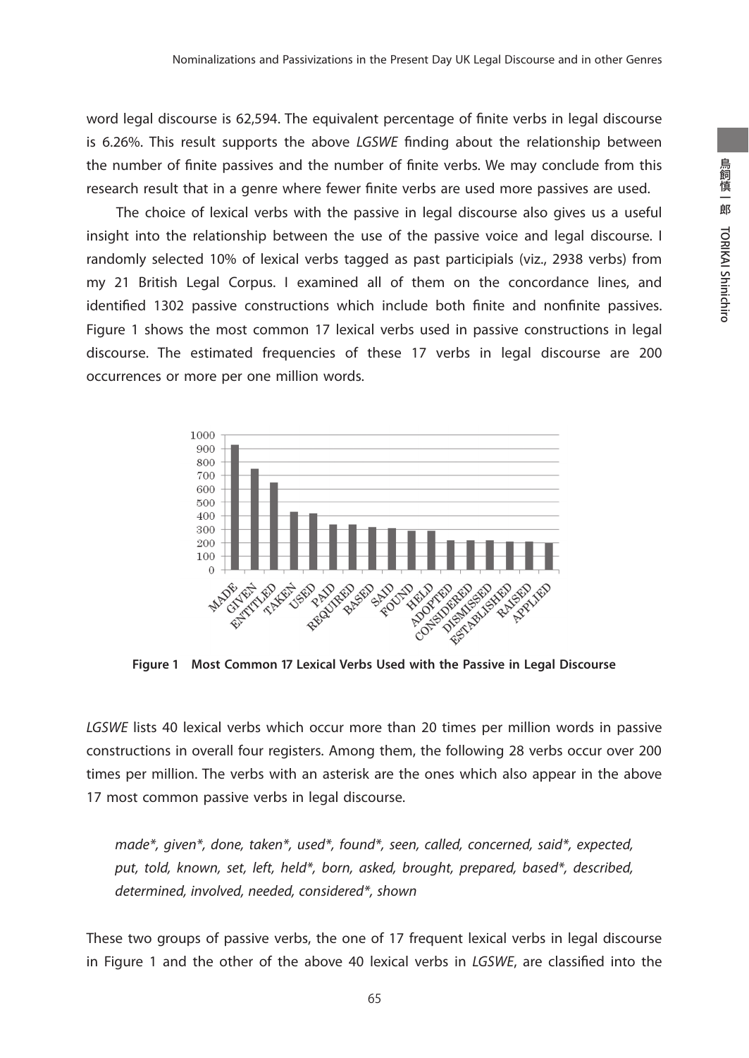word legal discourse is 62,594. The equivalent percentage of finite verbs in legal discourse is 6.26%. This result supports the above *LGSWE* finding about the relationship between the number of finite passives and the number of finite verbs. We may conclude from this research result that in a genre where fewer finite verbs are used more passives are used.

The choice of lexical verbs with the passive in legal discourse also gives us a useful insight into the relationship between the use of the passive voice and legal discourse. I randomly selected 10% of lexical verbs tagged as past participials (viz., 2938 verbs) from my 21 British Legal Corpus. I examined all of them on the concordance lines, and identified 1302 passive constructions which include both finite and nonfinite passives. Figure 1 shows the most common 17 lexical verbs used in passive constructions in legal discourse. The estimated frequencies of these 17 verbs in legal discourse are 200 occurrences or more per one million words.

**Figure 1 Most Common 17 Lexical Verbs Used with the Passive in Legal Discourse**

*LGSWE* lists 40 lexical verbs which occur more than 20 times per million words in passive constructions in overall four registers. Among them, the following 28 verbs occur over 200 times per million. The verbs with an asterisk are the ones which also appear in the above 17 most common passive verbs in legal discourse.

> *made\*, given\*, done, taken\*, used\*, found\*, seen, called, concerned, said\*, expected, put, told, known, set, left, held\*, born, asked, brought, prepared, based\*, described, determined, involved, needed, considered\*, shown*

These two groups of passive verbs, the one of 17 frequent lexical verbs in legal discourse in Figure 1 and the other of the above 40 lexical verbs in *LGSWE*, are classified into the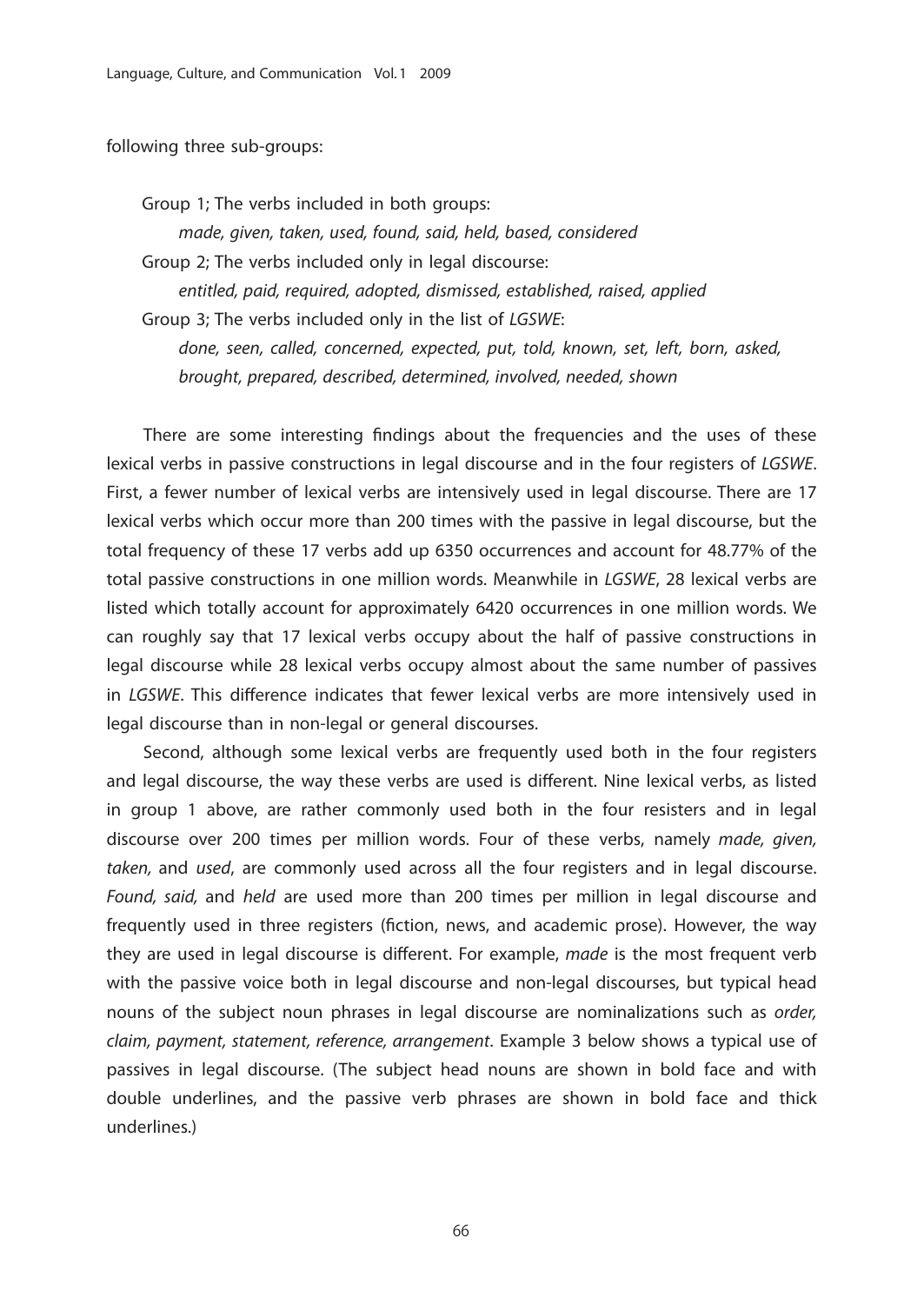following three sub-groups:

Group 1; The verbs included in both groups:
*made, given, taken, used, found, said, held, based, considered*

Group 2; The verbs included only in legal discourse:
*entitled, paid, required, adopted, dismissed, established, raised, applied*

Group 3; The verbs included only in the list of *LGSWE*:
*done, seen, called, concerned, expected, put, told, known, set, left, born, asked, brought, prepared, described, determined, involved, needed, shown*

There are some interesting findings about the frequencies and the uses of these lexical verbs in passive constructions in legal discourse and in the four registers of *LGSWE*. First, a fewer number of lexical verbs are intensively used in legal discourse. There are 17 lexical verbs which occur more than 200 times with the passive in legal discourse, but the total frequency of these 17 verbs add up 6350 occurrences and account for 48.77% of the total passive constructions in one million words. Meanwhile in *LGSWE*, 28 lexical verbs are listed which totally account for approximately 6420 occurrences in one million words. We can roughly say that 17 lexical verbs occupy about the half of passive constructions in legal discourse while 28 lexical verbs occupy almost about the same number of passives in *LGSWE*. This difference indicates that fewer lexical verbs are more intensively used in legal discourse than in non-legal or general discourses.

Second, although some lexical verbs are frequently used both in the four registers and legal discourse, the way these verbs are used is different. Nine lexical verbs, as listed in group 1 above, are rather commonly used both in the four resisters and in legal discourse over 200 times per million words. Four of these verbs, namely *made, given, taken,* and *used*, are commonly used across all the four registers and in legal discourse. *Found, said,* and *held* are used more than 200 times per million in legal discourse and frequently used in three registers (fiction, news, and academic prose). However, the way they are used in legal discourse is different. For example, *made* is the most frequent verb with the passive voice both in legal discourse and non-legal discourses, but typical head nouns of the subject noun phrases in legal discourse are nominalizations such as *order, claim, payment, statement, reference, arrangement*. Example 3 below shows a typical use of passives in legal discourse. (The subject head nouns are shown in bold face and with double underlines, and the passive verb phrases are shown in bold face and thick underlines.)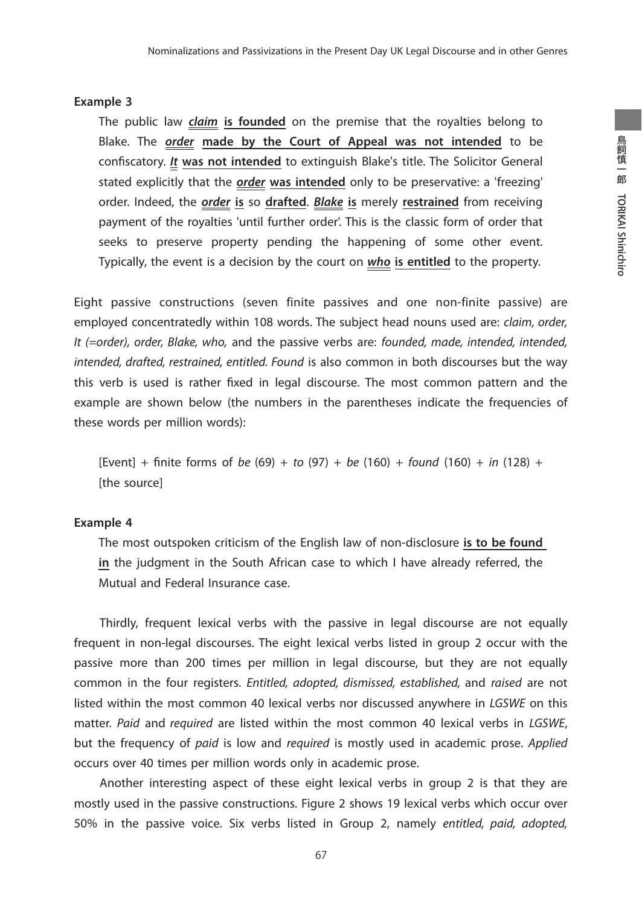**Example 3**

> The public law ***claim*** **is founded** on the premise that the royalties belong to Blake. The ***order*** **made by the Court of Appeal was not intended** to be confiscatory. ***It*** **was not intended** to extinguish Blake's title. The Solicitor General stated explicitly that the ***order*** **was intended** only to be preservative: a 'freezing' order. Indeed, the ***order*** **is** so **drafted**. ***Blake*** **is** merely **restrained** from receiving payment of the royalties 'until further order'. This is the classic form of order that seeks to preserve property pending the happening of some other event. Typically, the event is a decision by the court on ***who*** **is entitled** to the property.

Eight passive constructions (seven finite passives and one non-finite passive) are employed concentratedly within 108 words. The subject head nouns used are: *claim, order, It (=order), order, Blake, who,* and the passive verbs are: *founded, made, intended, intended, intended, drafted, restrained, entitled. Found* is also common in both discourses but the way this verb is used is rather fixed in legal discourse. The most common pattern and the example are shown below (the numbers in the parentheses indicate the frequencies of these words per million words):

> [Event] + finite forms of *be* (69) + *to* (97) + *be* (160) + *found* (160) + *in* (128) + [the source]

**Example 4**

> The most outspoken criticism of the English law of non-disclosure **is to be found in** the judgment in the South African case to which I have already referred, the Mutual and Federal Insurance case.

Thirdly, frequent lexical verbs with the passive in legal discourse are not equally frequent in non-legal discourses. The eight lexical verbs listed in group 2 occur with the passive more than 200 times per million in legal discourse, but they are not equally common in the four registers. *Entitled, adopted, dismissed, established,* and *raised* are not listed within the most common 40 lexical verbs nor discussed anywhere in *LGSWE* on this matter. *Paid* and *required* are listed within the most common 40 lexical verbs in *LGSWE*, but the frequency of *paid* is low and *required* is mostly used in academic prose. *Applied* occurs over 40 times per million words only in academic prose.

Another interesting aspect of these eight lexical verbs in group 2 is that they are mostly used in the passive constructions. Figure 2 shows 19 lexical verbs which occur over 50% in the passive voice. Six verbs listed in Group 2, namely *entitled, paid, adopted,*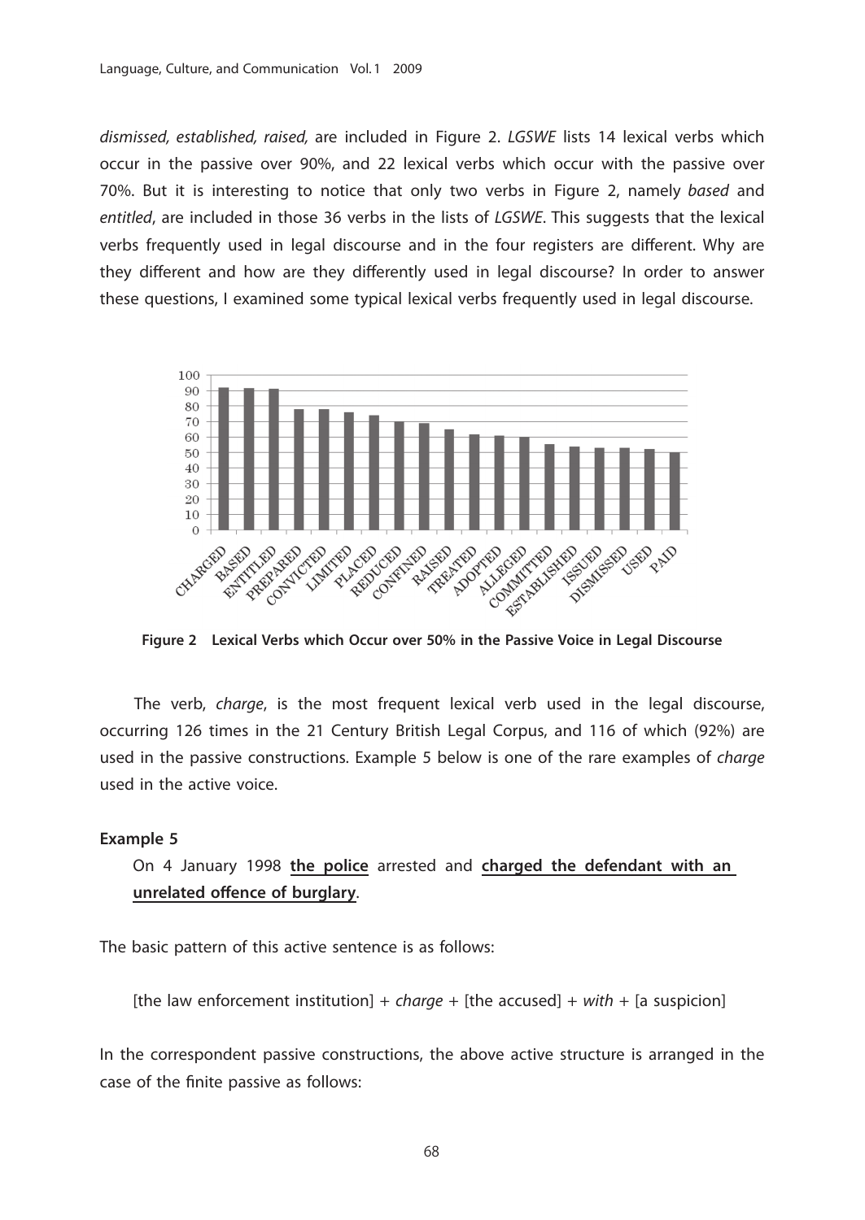*dismissed, established, raised,* are included in Figure 2. *LGSWE* lists 14 lexical verbs which occur in the passive over 90%, and 22 lexical verbs which occur with the passive over 70%. But it is interesting to notice that only two verbs in Figure 2, namely *based* and *entitled*, are included in those 36 verbs in the lists of *LGSWE*. This suggests that the lexical verbs frequently used in legal discourse and in the four registers are different. Why are they different and how are they differently used in legal discourse? In order to answer these questions, I examined some typical lexical verbs frequently used in legal discourse.

**Figure 2 Lexical Verbs which Occur over 50% in the Passive Voice in Legal Discourse**

The verb, *charge*, is the most frequent lexical verb used in the legal discourse, occurring 126 times in the 21 Century British Legal Corpus, and 116 of which (92%) are used in the passive constructions. Example 5 below is one of the rare examples of *charge* used in the active voice.

**Example 5**

On 4 January 1998 **the police** arrested and **charged the defendant with an unrelated offence of burglary**.

The basic pattern of this active sentence is as follows:

[the law enforcement institution] + *charge* + [the accused] + *with* + [a suspicion]

In the correspondent passive constructions, the above active structure is arranged in the case of the finite passive as follows: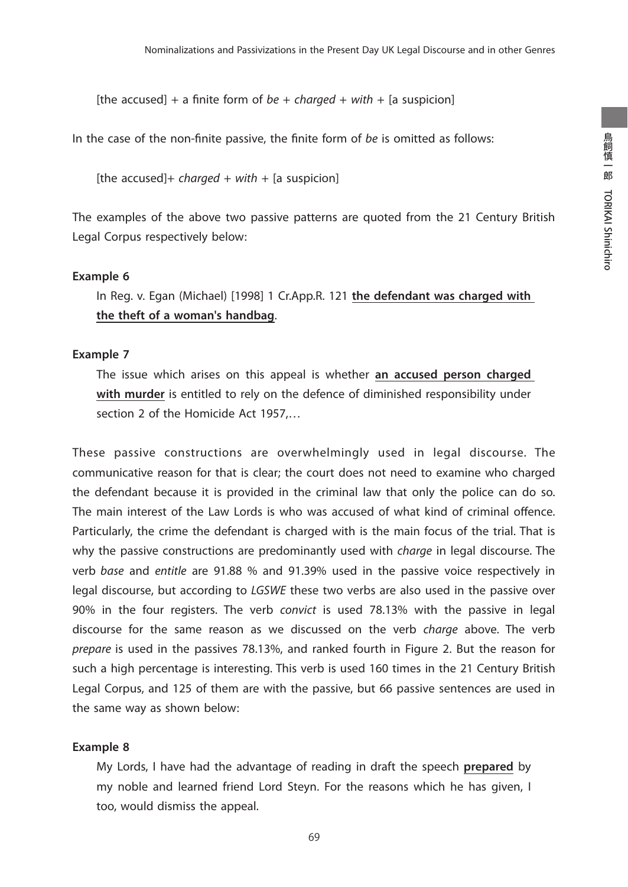[the accused] + a finite form of *be* + *charged* + *with* + [a suspicion]

In the case of the non-finite passive, the finite form of *be* is omitted as follows:

[the accused]+ *charged* + *with* + [a suspicion]

The examples of the above two passive patterns are quoted from the 21 Century British Legal Corpus respectively below:

**Example 6**

In Reg. v. Egan (Michael) [1998] 1 Cr.App.R. 121 **the defendant was charged with the theft of a woman's handbag**.

**Example 7**

The issue which arises on this appeal is whether **an accused person charged with murder** is entitled to rely on the defence of diminished responsibility under section 2 of the Homicide Act 1957,…

These passive constructions are overwhelmingly used in legal discourse. The communicative reason for that is clear; the court does not need to examine who charged the defendant because it is provided in the criminal law that only the police can do so. The main interest of the Law Lords is who was accused of what kind of criminal offence. Particularly, the crime the defendant is charged with is the main focus of the trial. That is why the passive constructions are predominantly used with *charge* in legal discourse. The verb *base* and *entitle* are 91.88 % and 91.39% used in the passive voice respectively in legal discourse, but according to *LGSWE* these two verbs are also used in the passive over 90% in the four registers. The verb *convict* is used 78.13% with the passive in legal discourse for the same reason as we discussed on the verb *charge* above. The verb *prepare* is used in the passives 78.13%, and ranked fourth in Figure 2. But the reason for such a high percentage is interesting. This verb is used 160 times in the 21 Century British Legal Corpus, and 125 of them are with the passive, but 66 passive sentences are used in the same way as shown below:

**Example 8**

My Lords, I have had the advantage of reading in draft the speech **prepared** by my noble and learned friend Lord Steyn. For the reasons which he has given, I too, would dismiss the appeal.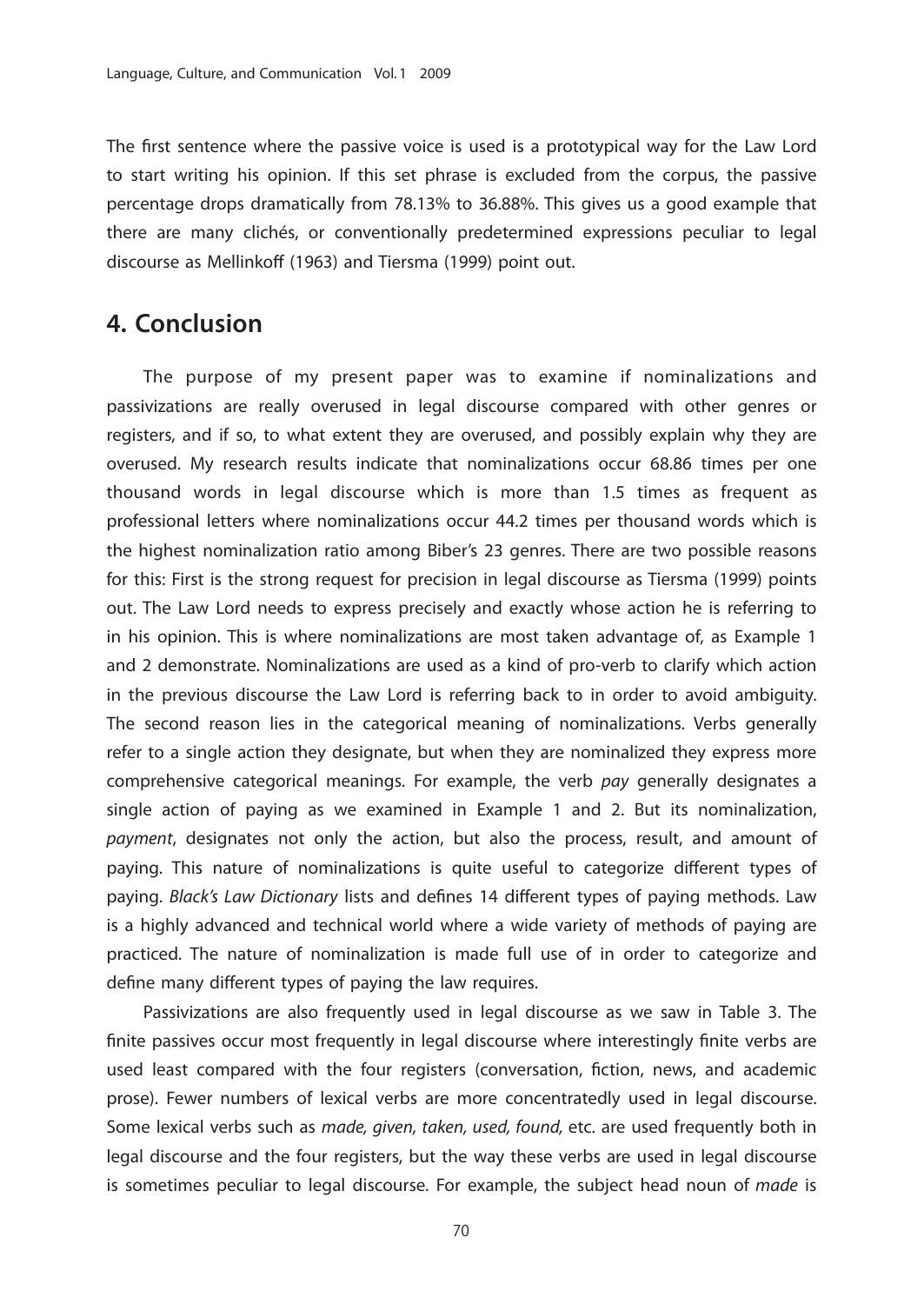The first sentence where the passive voice is used is a prototypical way for the Law Lord to start writing his opinion. If this set phrase is excluded from the corpus, the passive percentage drops dramatically from 78.13% to 36.88%. This gives us a good example that there are many clichés, or conventionally predetermined expressions peculiar to legal discourse as Mellinkoff (1963) and Tiersma (1999) point out.

## 4. Conclusion

The purpose of my present paper was to examine if nominalizations and passivizations are really overused in legal discourse compared with other genres or registers, and if so, to what extent they are overused, and possibly explain why they are overused. My research results indicate that nominalizations occur 68.86 times per one thousand words in legal discourse which is more than 1.5 times as frequent as professional letters where nominalizations occur 44.2 times per thousand words which is the highest nominalization ratio among Biber's 23 genres. There are two possible reasons for this: First is the strong request for precision in legal discourse as Tiersma (1999) points out. The Law Lord needs to express precisely and exactly whose action he is referring to in his opinion. This is where nominalizations are most taken advantage of, as Example 1 and 2 demonstrate. Nominalizations are used as a kind of pro-verb to clarify which action in the previous discourse the Law Lord is referring back to in order to avoid ambiguity. The second reason lies in the categorical meaning of nominalizations. Verbs generally refer to a single action they designate, but when they are nominalized they express more comprehensive categorical meanings. For example, the verb *pay* generally designates a single action of paying as we examined in Example 1 and 2. But its nominalization, *payment*, designates not only the action, but also the process, result, and amount of paying. This nature of nominalizations is quite useful to categorize different types of paying. *Black's Law Dictionary* lists and defines 14 different types of paying methods. Law is a highly advanced and technical world where a wide variety of methods of paying are practiced. The nature of nominalization is made full use of in order to categorize and define many different types of paying the law requires.

Passivizations are also frequently used in legal discourse as we saw in Table 3. The finite passives occur most frequently in legal discourse where interestingly finite verbs are used least compared with the four registers (conversation, fiction, news, and academic prose). Fewer numbers of lexical verbs are more concentratedly used in legal discourse. Some lexical verbs such as *made, given, taken, used, found,* etc. are used frequently both in legal discourse and the four registers, but the way these verbs are used in legal discourse is sometimes peculiar to legal discourse. For example, the subject head noun of *made* is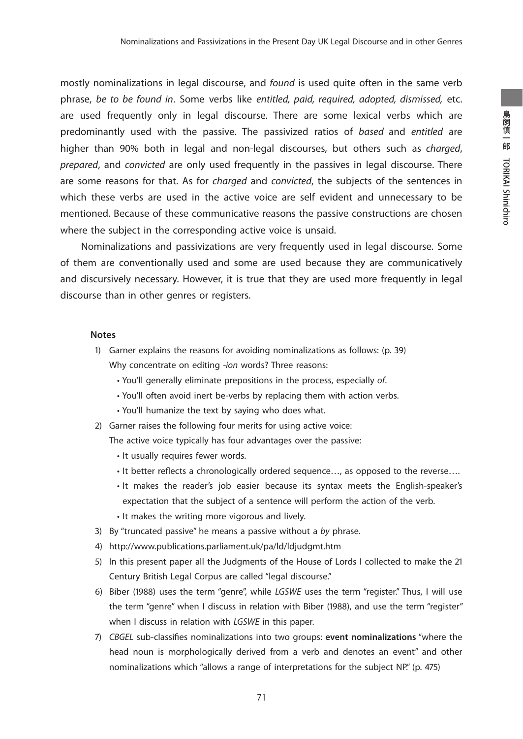mostly nominalizations in legal discourse, and *found* is used quite often in the same verb phrase, *be to be found in*. Some verbs like *entitled, paid, required, adopted, dismissed,* etc. are used frequently only in legal discourse. There are some lexical verbs which are predominantly used with the passive. The passivized ratios of *based* and *entitled* are higher than 90% both in legal and non-legal discourses, but others such as *charged*, *prepared*, and *convicted* are only used frequently in the passives in legal discourse. There are some reasons for that. As for *charged* and *convicted*, the subjects of the sentences in which these verbs are used in the active voice are self evident and unnecessary to be mentioned. Because of these communicative reasons the passive constructions are chosen where the subject in the corresponding active voice is unsaid.

Nominalizations and passivizations are very frequently used in legal discourse. Some of them are conventionally used and some are used because they are communicatively and discursively necessary. However, it is true that they are used more frequently in legal discourse than in other genres or registers.

**Notes**

1) Garner explains the reasons for avoiding nominalizations as follows: (p. 39)
   Why concentrate on editing *-ion* words? Three reasons:
   - You'll generally eliminate prepositions in the process, especially *of*.
   - You'll often avoid inert be-verbs by replacing them with action verbs.
   - You'll humanize the text by saying who does what.
2) Garner raises the following four merits for using active voice:
   The active voice typically has four advantages over the passive:
   - It usually requires fewer words.
   - It better reflects a chronologically ordered sequence…, as opposed to the reverse….
   - It makes the reader's job easier because its syntax meets the English-speaker's expectation that the subject of a sentence will perform the action of the verb.
   - It makes the writing more vigorous and lively.
3) By "truncated passive" he means a passive without a *by* phrase.
4) http://www.publications.parliament.uk/pa/ld/ldjudgmt.htm
5) In this present paper all the Judgments of the House of Lords I collected to make the 21 Century British Legal Corpus are called "legal discourse."
6) Biber (1988) uses the term "genre", while *LGSWE* uses the term "register." Thus, I will use the term "genre" when I discuss in relation with Biber (1988), and use the term "register" when I discuss in relation with *LGSWE* in this paper.
7) *CBGEL* sub-classifies nominalizations into two groups: **event nominalizations** "where the head noun is morphologically derived from a verb and denotes an event" and other nominalizations which "allows a range of interpretations for the subject NP." (p. 475)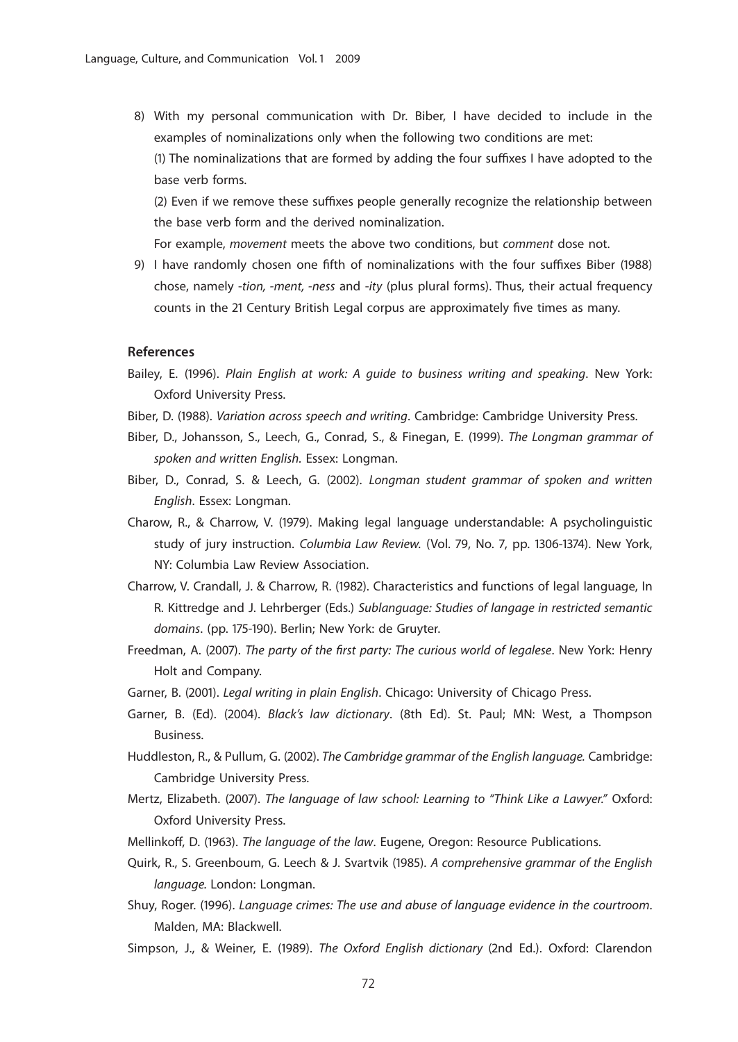8) With my personal communication with Dr. Biber, I have decided to include in the examples of nominalizations only when the following two conditions are met:

   (1) The nominalizations that are formed by adding the four suffixes I have adopted to the base verb forms.

   (2) Even if we remove these suffixes people generally recognize the relationship between the base verb form and the derived nominalization.

   For example, *movement* meets the above two conditions, but *comment* dose not.

9) I have randomly chosen one fifth of nominalizations with the four suffixes Biber (1988) chose, namely *-tion, -ment, -ness* and *-ity* (plus plural forms). Thus, their actual frequency counts in the 21 Century British Legal corpus are approximately five times as many.

### References

Bailey, E. (1996). *Plain English at work: A guide to business writing and speaking*. New York: Oxford University Press.

Biber, D. (1988). *Variation across speech and writing*. Cambridge: Cambridge University Press.

Biber, D., Johansson, S., Leech, G., Conrad, S., & Finegan, E. (1999). *The Longman grammar of spoken and written English*. Essex: Longman.

Biber, D., Conrad, S. & Leech, G. (2002). *Longman student grammar of spoken and written English*. Essex: Longman.

Charow, R., & Charrow, V. (1979). Making legal language understandable: A psycholinguistic study of jury instruction. *Columbia Law Review.* (Vol. 79, No. 7, pp. 1306-1374). New York, NY: Columbia Law Review Association.

Charrow, V. Crandall, J. & Charrow, R. (1982). Characteristics and functions of legal language, In R. Kittredge and J. Lehrberger (Eds.) *Sublanguage: Studies of langage in restricted semantic domains*. (pp. 175-190). Berlin; New York: de Gruyter.

Freedman, A. (2007). *The party of the first party: The curious world of legalese*. New York: Henry Holt and Company.

Garner, B. (2001). *Legal writing in plain English*. Chicago: University of Chicago Press.

Garner, B. (Ed). (2004). *Black's law dictionary*. (8th Ed). St. Paul; MN: West, a Thompson Business.

Huddleston, R., & Pullum, G. (2002). *The Cambridge grammar of the English language.* Cambridge: Cambridge University Press.

Mertz, Elizabeth. (2007). *The language of law school: Learning to "Think Like a Lawyer."* Oxford: Oxford University Press.

Mellinkoff, D. (1963). *The language of the law*. Eugene, Oregon: Resource Publications.

Quirk, R., S. Greenboum, G. Leech & J. Svartvik (1985). *A comprehensive grammar of the English language.* London: Longman.

Shuy, Roger. (1996). *Language crimes: The use and abuse of language evidence in the courtroom*. Malden, MA: Blackwell.

Simpson, J., & Weiner, E. (1989). *The Oxford English dictionary* (2nd Ed.). Oxford: Clarendon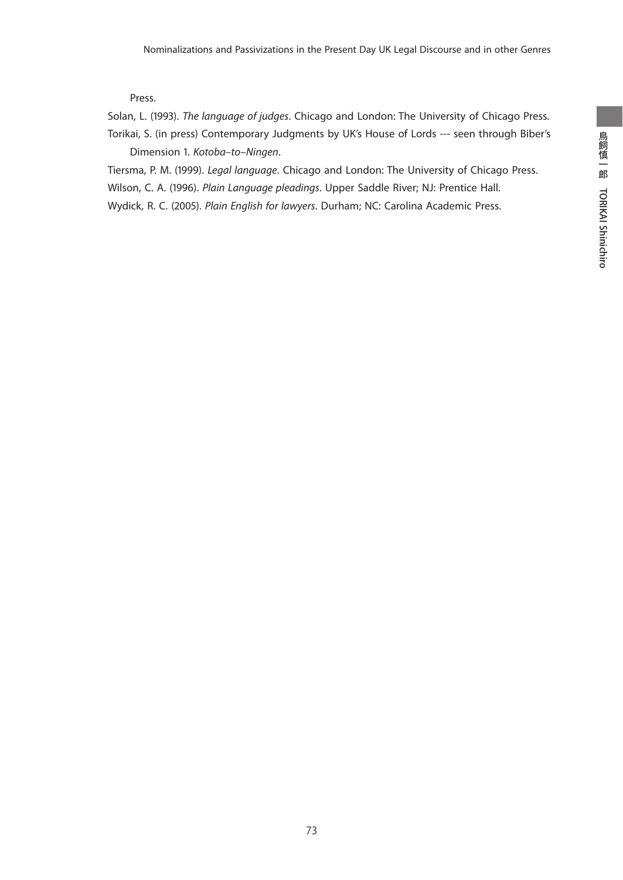Press.

Solan, L. (1993). *The language of judges*. Chicago and London: The University of Chicago Press.

Torikai, S. (in press) Contemporary Judgments by UK's House of Lords --- seen through Biber's Dimension 1. *Kotoba–to–Ningen*.

Tiersma, P. M. (1999). *Legal language*. Chicago and London: The University of Chicago Press.

Wilson, C. A. (1996). *Plain Language pleadings*. Upper Saddle River; NJ: Prentice Hall.

Wydick, R. C. (2005). *Plain English for lawyers*. Durham; NC: Carolina Academic Press.